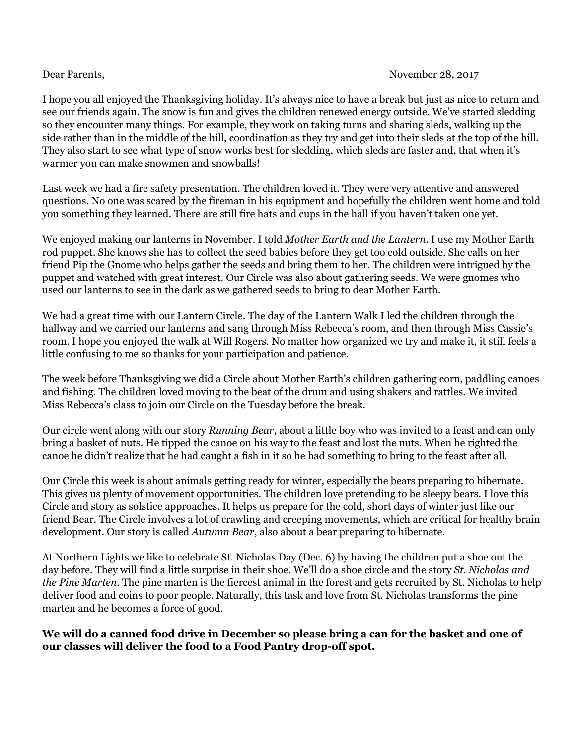Dear Parents, November 28, 2017

I hope you all enjoyed the Thanksgiving holiday. It's always nice to have a break but just as nice to return and see our friends again. The snow is fun and gives the children renewed energy outside. We've started sledding so they encounter many things. For example, they work on taking turns and sharing sleds, walking up the side rather than in the middle of the hill, coordination as they try and get into their sleds at the top of the hill. They also start to see what type of snow works best for sledding, which sleds are faster and, that when it's warmer you can make snowmen and snowballs!

Last week we had a fire safety presentation. The children loved it. They were very attentive and answered questions. No one was scared by the fireman in his equipment and hopefully the children went home and told you something they learned. There are still fire hats and cups in the hall if you haven't taken one yet.

We enjoyed making our lanterns in November. I told *Mother Earth and the Lantern*. I use my Mother Earth rod puppet. She knows she has to collect the seed babies before they get too cold outside. She calls on her friend Pip the Gnome who helps gather the seeds and bring them to her. The children were intrigued by the puppet and watched with great interest. Our Circle was also about gathering seeds. We were gnomes who used our lanterns to see in the dark as we gathered seeds to bring to dear Mother Earth.

We had a great time with our Lantern Circle. The day of the Lantern Walk I led the children through the hallway and we carried our lanterns and sang through Miss Rebecca's room, and then through Miss Cassie's room. I hope you enjoyed the walk at Will Rogers. No matter how organized we try and make it, it still feels a little confusing to me so thanks for your participation and patience.

The week before Thanksgiving we did a Circle about Mother Earth's children gathering corn, paddling canoes and fishing. The children loved moving to the beat of the drum and using shakers and rattles. We invited Miss Rebecca's class to join our Circle on the Tuesday before the break.

Our circle went along with our story *Running Bear*, about a little boy who was invited to a feast and can only bring a basket of nuts. He tipped the canoe on his way to the feast and lost the nuts. When he righted the canoe he didn't realize that he had caught a fish in it so he had something to bring to the feast after all.

Our Circle this week is about animals getting ready for winter, especially the bears preparing to hibernate. This gives us plenty of movement opportunities. The children love pretending to be sleepy bears. I love this Circle and story as solstice approaches. It helps us prepare for the cold, short days of winter just like our friend Bear. The Circle involves a lot of crawling and creeping movements, which are critical for healthy brain development. Our story is called *Autumn Bear*, also about a bear preparing to hibernate.

At Northern Lights we like to celebrate St. Nicholas Day (Dec. 6) by having the children put a shoe out the day before. They will find a little surprise in their shoe. We'll do a shoe circle and the story *St. Nicholas and the Pine Marten*. The pine marten is the fiercest animal in the forest and gets recruited by St. Nicholas to help deliver food and coins to poor people. Naturally, this task and love from St. Nicholas transforms the pine marten and he becomes a force of good.

**We will do a canned food drive in December so please bring a can for the basket and one of our classes will deliver the food to a Food Pantry drop-off spot.**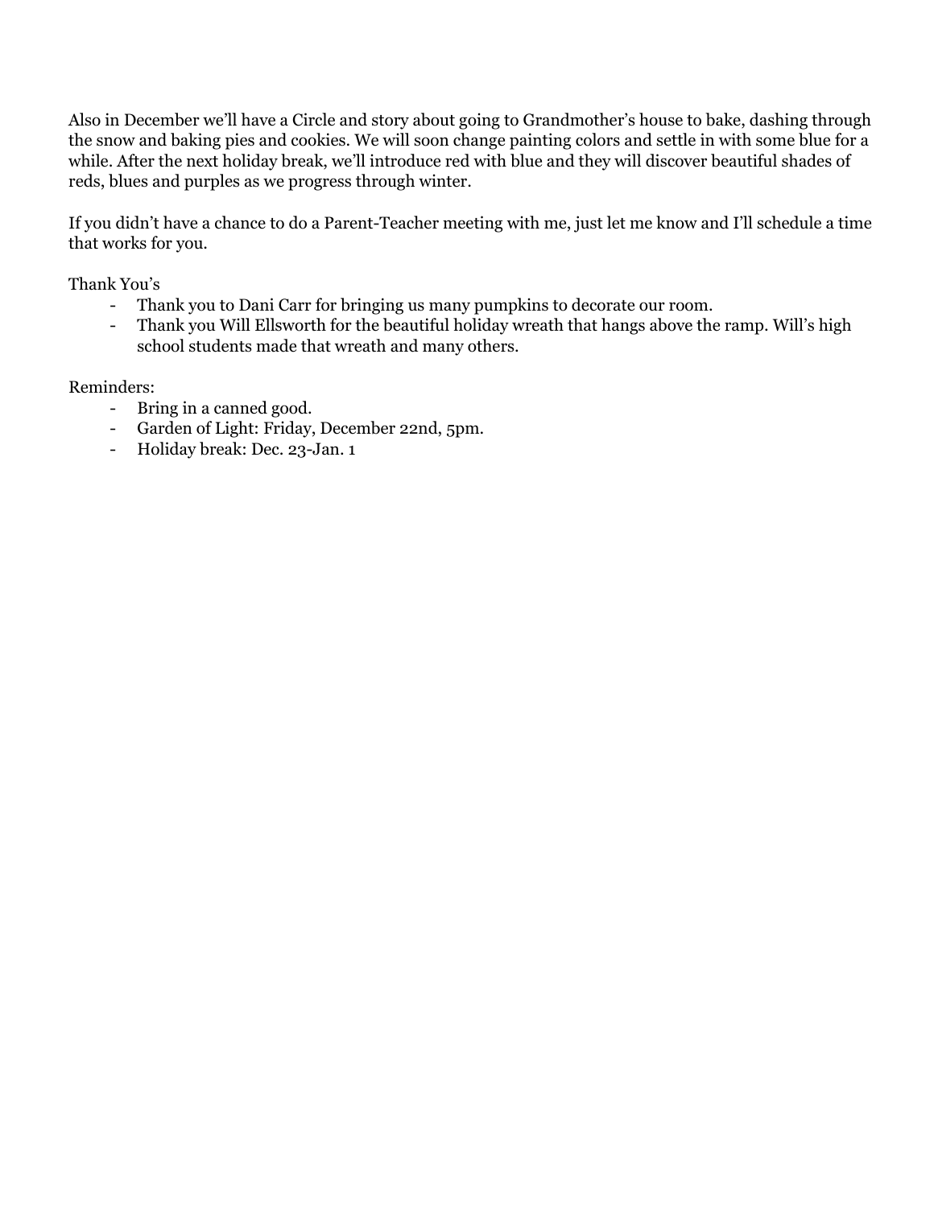Also in December we'll have a Circle and story about going to Grandmother's house to bake, dashing through the snow and baking pies and cookies. We will soon change painting colors and settle in with some blue for a while. After the next holiday break, we'll introduce red with blue and they will discover beautiful shades of reds, blues and purples as we progress through winter.

If you didn't have a chance to do a Parent-Teacher meeting with me, just let me know and I'll schedule a time that works for you.

Thank You's

- Thank you to Dani Carr for bringing us many pumpkins to decorate our room.
- Thank you Will Ellsworth for the beautiful holiday wreath that hangs above the ramp. Will's high school students made that wreath and many others.

Reminders:

- Bring in a canned good.
- Garden of Light: Friday, December 22nd, 5pm.
- Holiday break: Dec. 23-Jan. 1